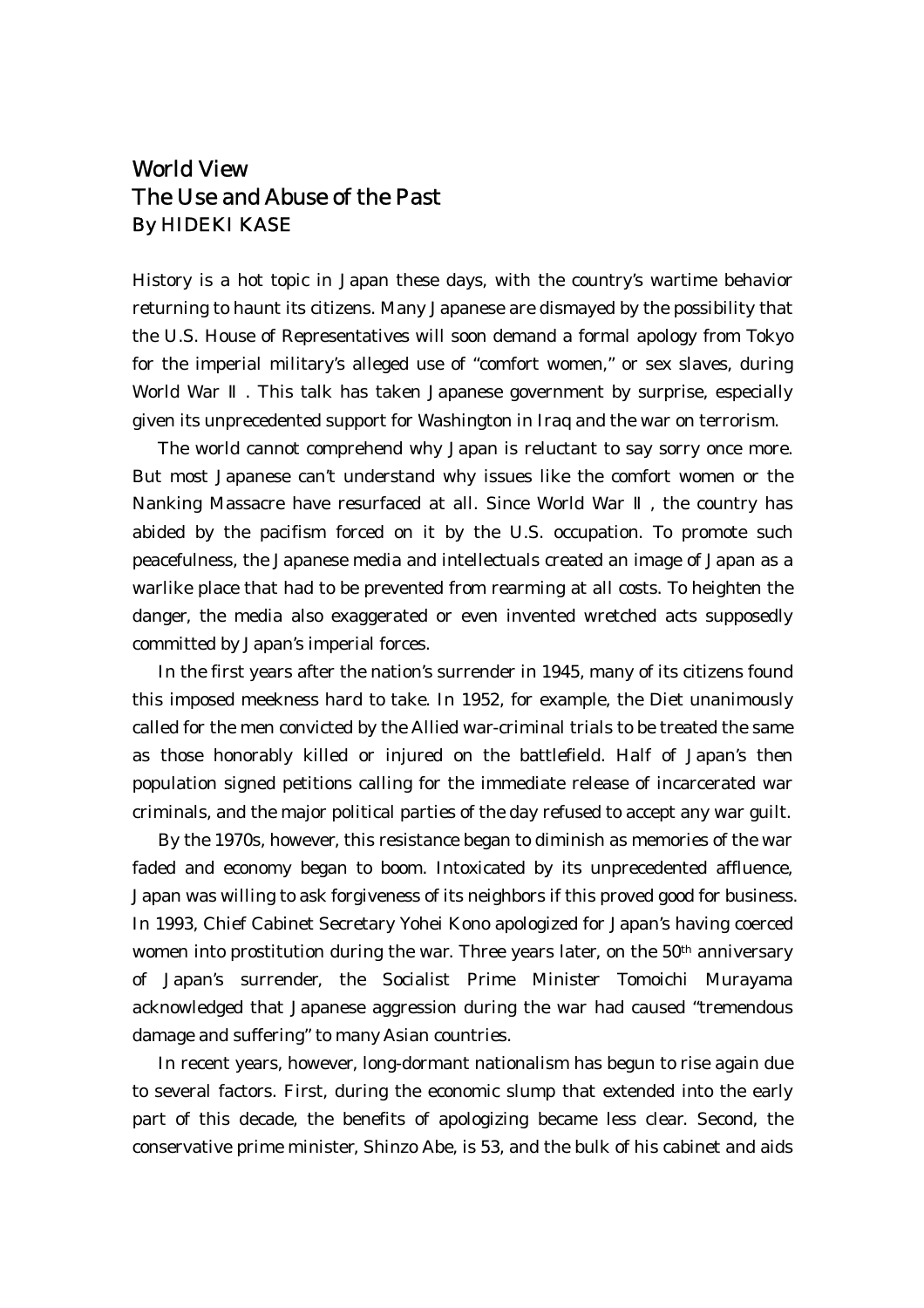# World View

## The Use and Abuse of the Past

By HIDEKI KASE

History is a hot topic in Japan these days, with the country's wartime behavior returning to haunt its citizens. Many Japanese are dismayed by the possibility that the U.S. House of Representatives will soon demand a formal apology from Tokyo for the imperial military's alleged use of "comfort women," or sex slaves, during World War Ⅱ. This talk has taken Japanese government by surprise, especially given its unprecedented support for Washington in Iraq and the war on terrorism.

The world cannot comprehend why Japan is reluctant to say sorry once more. But most Japanese can't understand why issues like the comfort women or the Nanking Massacre have resurfaced at all. Since World War Ⅱ, the country has abided by the pacifism forced on it by the U.S. occupation. To promote such peacefulness, the Japanese media and intellectuals created an image of Japan as a warlike place that had to be prevented from rearming at all costs. To heighten the danger, the media also exaggerated or even invented wretched acts supposedly committed by Japan's imperial forces.

In the first years after the nation's surrender in 1945, many of its citizens found this imposed meekness hard to take. In 1952, for example, the Diet unanimously called for the men convicted by the Allied war-criminal trials to be treated the same as those honorably killed or injured on the battlefield. Half of Japan's then population signed petitions calling for the immediate release of incarcerated war criminals, and the major political parties of the day refused to accept any war guilt.

By the 1970s, however, this resistance began to diminish as memories of the war faded and economy began to boom. Intoxicated by its unprecedented affluence, Japan was willing to ask forgiveness of its neighbors if this proved good for business. In 1993, Chief Cabinet Secretary Yohei Kono apologized for Japan's having coerced women into prostitution during the war. Three years later, on the 50th anniversary of Japan's surrender, the Socialist Prime Minister Tomoichi Murayama acknowledged that Japanese aggression during the war had caused "tremendous damage and suffering" to many Asian countries.

In recent years, however, long-dormant nationalism has begun to rise again due to several factors. First, during the economic slump that extended into the early part of this decade, the benefits of apologizing became less clear. Second, the conservative prime minister, Shinzo Abe, is 53, and the bulk of his cabinet and aids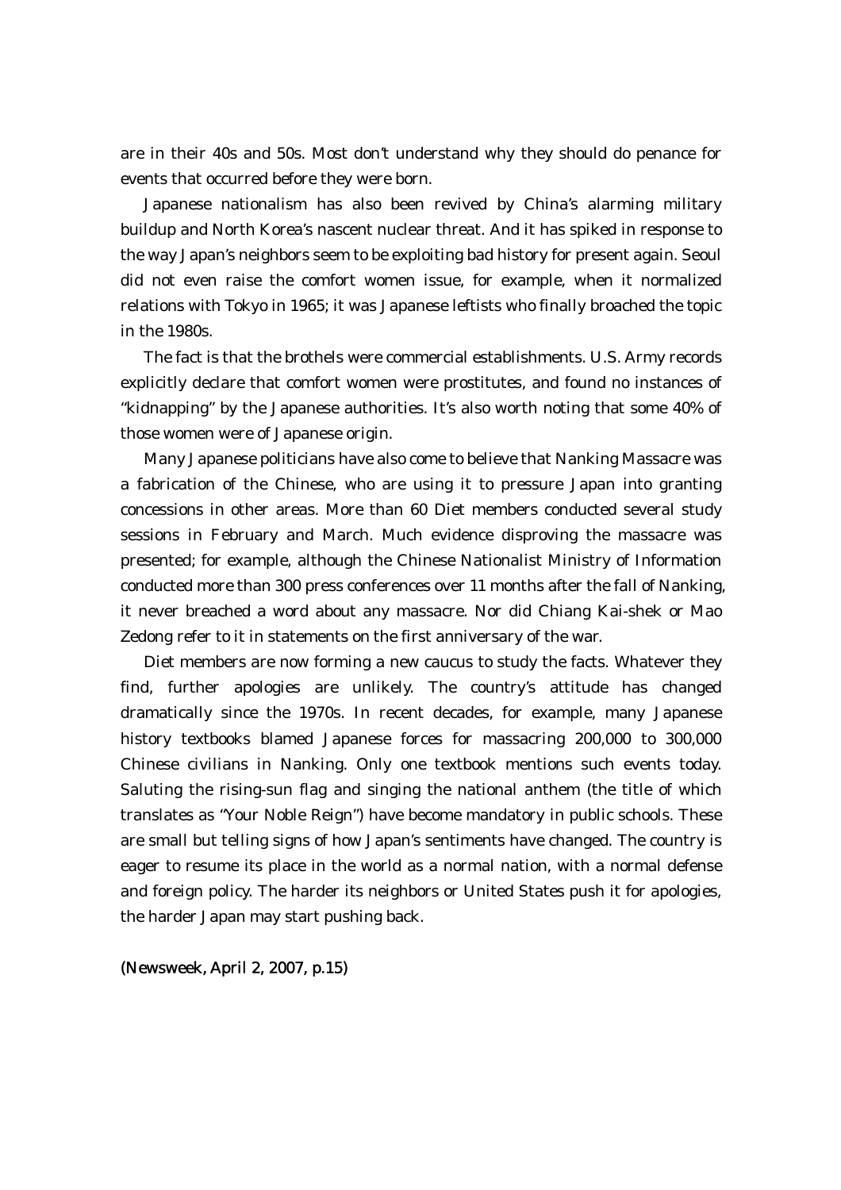are in their 40s and 50s. Most don't understand why they should do penance for events that occurred before they were born.

Japanese nationalism has also been revived by China's alarming military buildup and North Korea's nascent nuclear threat. And it has spiked in response to the way Japan's neighbors seem to be exploiting bad history for present again. Seoul did not even raise the comfort women issue, for example, when it normalized relations with Tokyo in 1965; it was Japanese leftists who finally broached the topic in the 1980s.

The fact is that the brothels were commercial establishments. U.S. Army records explicitly declare that comfort women were prostitutes, and found no instances of "kidnapping" by the Japanese authorities. It's also worth noting that some 40% of those women were of Japanese origin.

Many Japanese politicians have also come to believe that Nanking Massacre was a fabrication of the Chinese, who are using it to pressure Japan into granting concessions in other areas. More than 60 Diet members conducted several study sessions in February and March. Much evidence disproving the massacre was presented; for example, although the Chinese Nationalist Ministry of Information conducted more than 300 press conferences over 11 months after the fall of Nanking, it never breached a word about any massacre. Nor did Chiang Kai-shek or Mao Zedong refer to it in statements on the first anniversary of the war.

Diet members are now forming a new caucus to study the facts. Whatever they find, further apologies are unlikely. The country's attitude has changed dramatically since the 1970s. In recent decades, for example, many Japanese history textbooks blamed Japanese forces for massacring 200,000 to 300,000 Chinese civilians in Nanking. Only one textbook mentions such events today. Saluting the rising-sun flag and singing the national anthem (the title of which translates as "Your Noble Reign") have become mandatory in public schools. These are small but telling signs of how Japan's sentiments have changed. The country is eager to resume its place in the world as a normal nation, with a normal defense and foreign policy. The harder its neighbors or United States push it for apologies, the harder Japan may start pushing back.

(Newsweek, April 2, 2007, p.15)